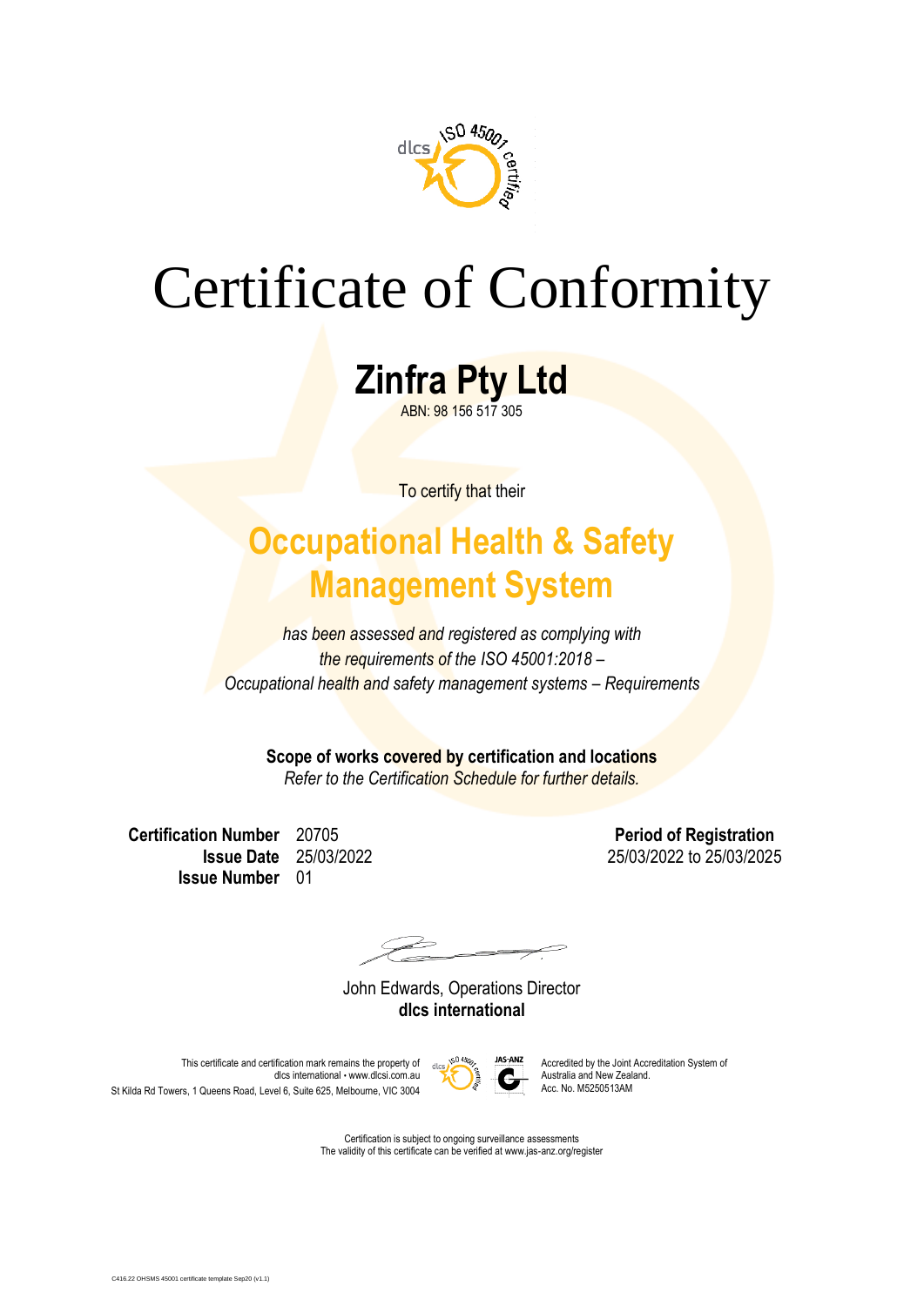# Certificate of Conformity

## Zinfra Pty Ltd

ABN: 98 156 517 305

To certify that their

## Occupational Health & Safety Management System

*has been assessed and registered as complying with the requirements of the ISO 45001:2018 – Occupational health and safety management systems – Requirements*

**Scope of works covered by certification and locations**
*Refer to the Certification Schedule for further details.*

**Certification Number** 20705
**Issue Date** 25/03/2022
**Issue Number** 01

**Period of Registration**
25/03/2022 to 25/03/2025

John Edwards, Operations Director
**dlcs international**

This certificate and certification mark remains the property of dlcs international • www.dlcsi.com.au
St Kilda Rd Towers, 1 Queens Road, Level 6, Suite 625, Melbourne, VIC 3004

Accredited by the Joint Accreditation System of Australia and New Zealand.
Acc. No. M5250513AM

Certification is subject to ongoing surveillance assessments
The validity of this certificate can be verified at www.jas-anz.org/register

C416.22 OHSMS 45001 certificate template Sep20 (v1.1)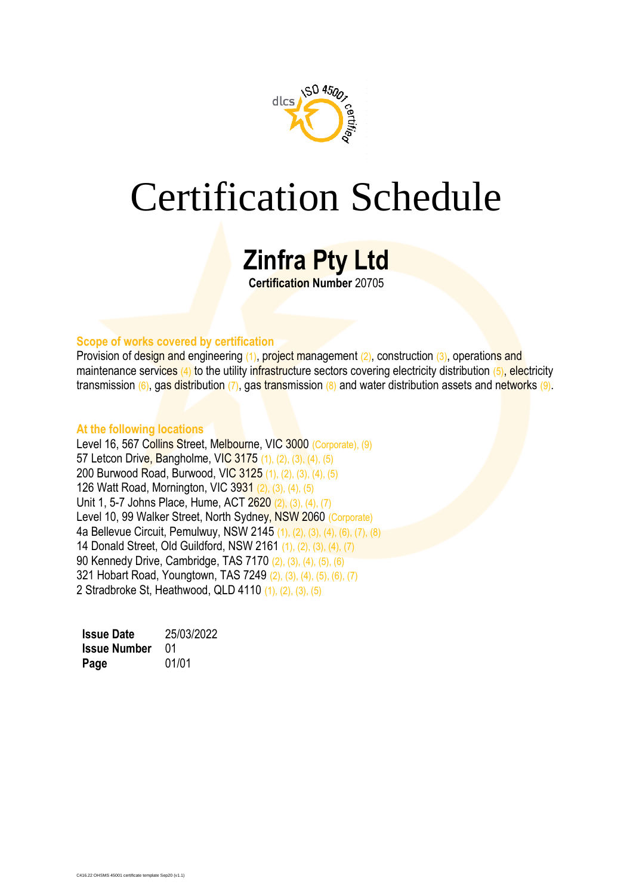# Certification Schedule

## Zinfra Pty Ltd

**Certification Number** 20705

**Scope of works covered by certification**

Provision of design and engineering (1), project management (2), construction (3), operations and maintenance services (4) to the utility infrastructure sectors covering electricity distribution (5), electricity transmission (6), gas distribution (7), gas transmission (8) and water distribution assets and networks (9).

**At the following locations**

Level 16, 567 Collins Street, Melbourne, VIC 3000 (Corporate), (9)
57 Letcon Drive, Bangholme, VIC 3175 (1), (2), (3), (4), (5)
200 Burwood Road, Burwood, VIC 3125 (1), (2), (3), (4), (5)
126 Watt Road, Mornington, VIC 3931 (2), (3), (4), (5)
Unit 1, 5-7 Johns Place, Hume, ACT 2620 (2), (3), (4), (7)
Level 10, 99 Walker Street, North Sydney, NSW 2060 (Corporate)
4a Bellevue Circuit, Pemulwuy, NSW 2145 (1), (2), (3), (4), (6), (7), (8)
14 Donald Street, Old Guildford, NSW 2161 (1), (2), (3), (4), (7)
90 Kennedy Drive, Cambridge, TAS 7170 (2), (3), (4), (5), (6)
321 Hobart Road, Youngtown, TAS 7249 (2), (3), (4), (5), (6), (7)
2 Stradbroke St, Heathwood, QLD 4110 (1), (2), (3), (5)

| | |
|---|---|
| **Issue Date** | 25/03/2022 |
| **Issue Number** | 01 |
| **Page** | 01/01 |

C416.22 OHSMS 45001 certificate template Sep20 (v1.1)